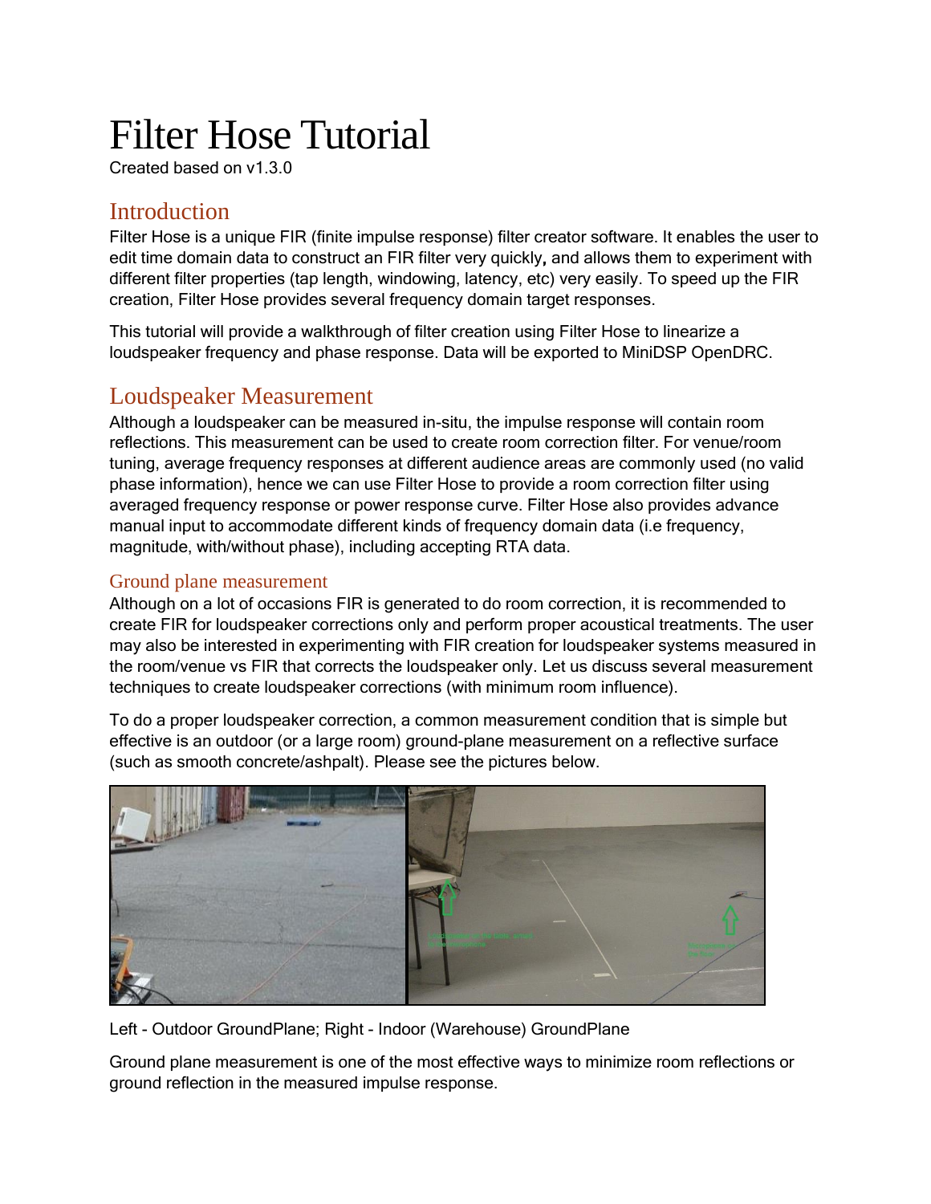# Filter Hose Tutorial

Created based on v1.3.0

## Introduction

Filter Hose is a unique FIR (finite impulse response) filter creator software. It enables the user to edit time domain data to construct an FIR filter very quickly, and allows them to experiment with different filter properties (tap length, windowing, latency, etc) very easily. To speed up the FIR creation, Filter Hose provides several frequency domain target responses.

This tutorial will provide a walkthrough of filter creation using Filter Hose to linearize a loudspeaker frequency and phase response. Data will be exported to MiniDSP OpenDRC.

## Loudspeaker Measurement

Although a loudspeaker can be measured in-situ, the impulse response will contain room reflections. This measurement can be used to create room correction filter. For venue/room tuning, average frequency responses at different audience areas are commonly used (no valid phase information), hence we can use Filter Hose to provide a room correction filter using averaged frequency response or power response curve. Filter Hose also provides advance manual input to accommodate different kinds of frequency domain data (i.e frequency, magnitude, with/without phase), including accepting RTA data.

### Ground plane measurement

Although on a lot of occasions FIR is generated to do room correction, it is recommended to create FIR for loudspeaker corrections only and perform proper acoustical treatments. The user may also be interested in experimenting with FIR creation for loudspeaker systems measured in the room/venue vs FIR that corrects the loudspeaker only. Let us discuss several measurement techniques to create loudspeaker corrections (with minimum room influence).

To do a proper loudspeaker correction, a common measurement condition that is simple but effective is an outdoor (or a large room) ground-plane measurement on a reflective surface (such as smooth concrete/ashpalt). Please see the pictures below.

Left - Outdoor GroundPlane; Right - Indoor (Warehouse) GroundPlane

Ground plane measurement is one of the most effective ways to minimize room reflections or ground reflection in the measured impulse response.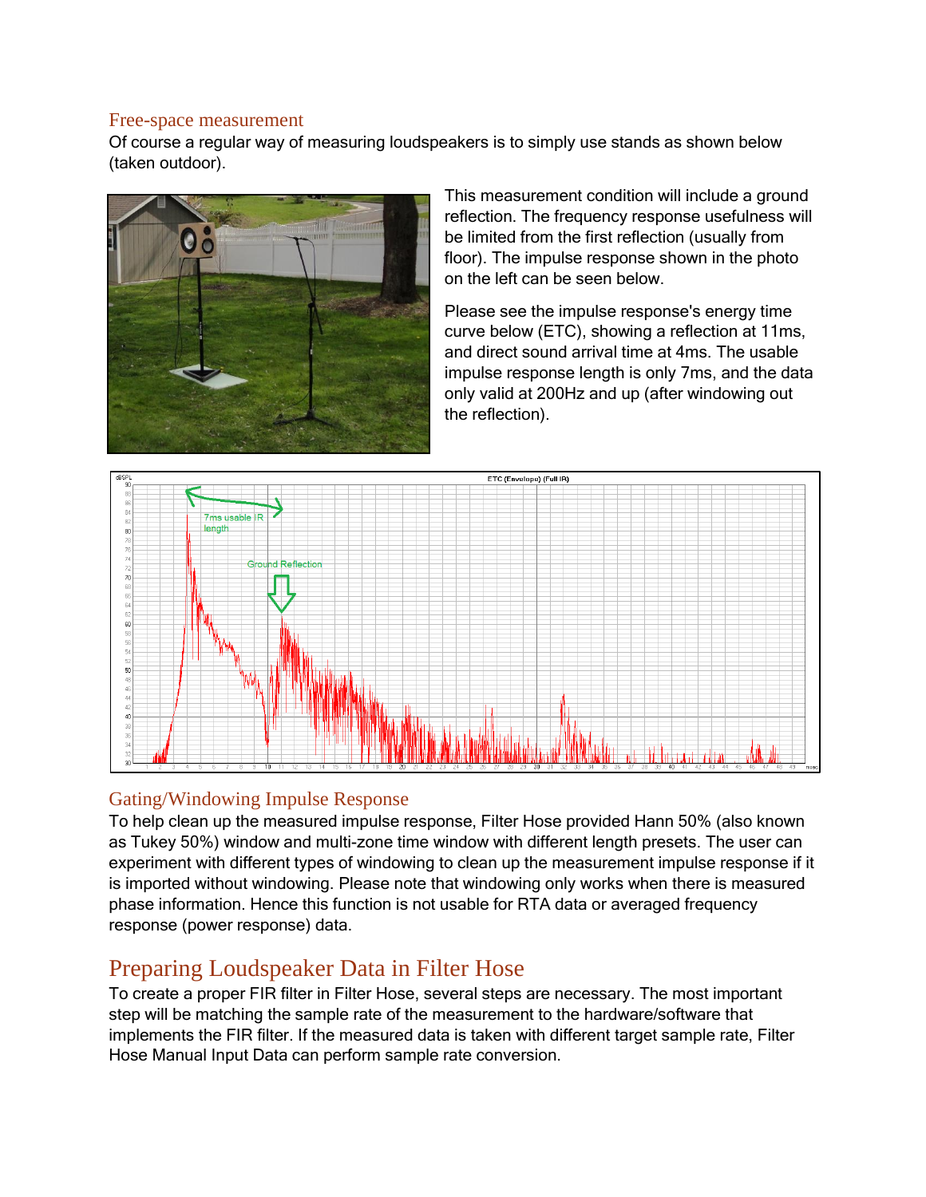## Free-space measurement

Of course a regular way of measuring loudspeakers is to simply use stands as shown below (taken outdoor).

This measurement condition will include a ground reflection. The frequency response usefulness will be limited from the first reflection (usually from floor). The impulse response shown in the photo on the left can be seen below.

Please see the impulse response's energy time curve below (ETC), showing a reflection at 11ms, and direct sound arrival time at 4ms. The usable impulse response length is only 7ms, and the data only valid at 200Hz and up (after windowing out the reflection).

## Gating/Windowing Impulse Response

To help clean up the measured impulse response, Filter Hose provided Hann 50% (also known as Tukey 50%) window and multi-zone time window with different length presets. The user can experiment with different types of windowing to clean up the measurement impulse response if it is imported without windowing. Please note that windowing only works when there is measured phase information. Hence this function is not usable for RTA data or averaged frequency response (power response) data.

# Preparing Loudspeaker Data in Filter Hose

To create a proper FIR filter in Filter Hose, several steps are necessary. The most important step will be matching the sample rate of the measurement to the hardware/software that implements the FIR filter. If the measured data is taken with different target sample rate, Filter Hose Manual Input Data can perform sample rate conversion.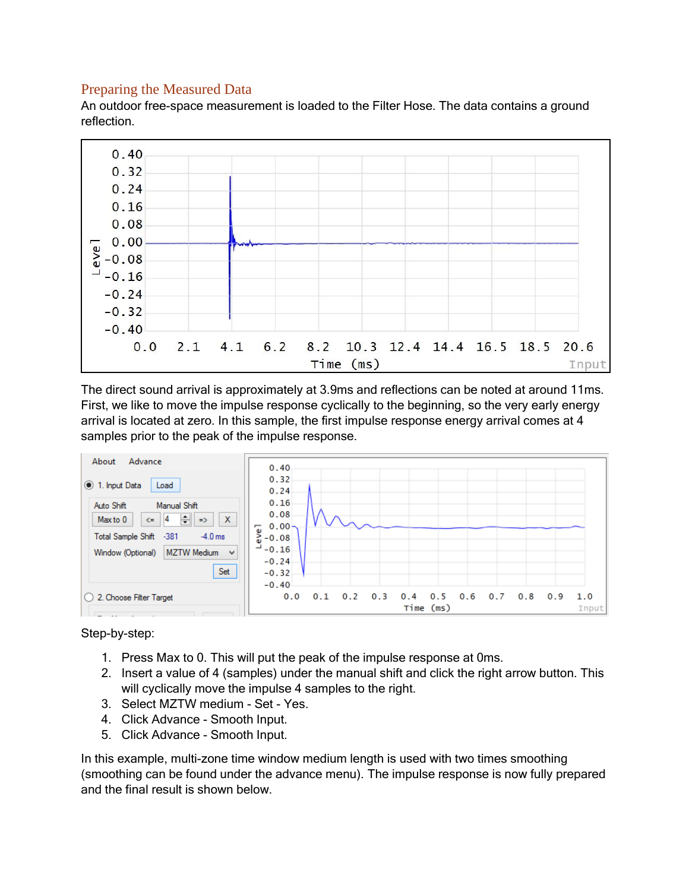## Preparing the Measured Data

An outdoor free-space measurement is loaded to the Filter Hose. The data contains a ground reflection.

The direct sound arrival is approximately at 3.9ms and reflections can be noted at around 11ms. First, we like to move the impulse response cyclically to the beginning, so the very early energy arrival is located at zero. In this sample, the first impulse response energy arrival comes at 4 samples prior to the peak of the impulse response.

Step-by-step:

1. Press Max to 0. This will put the peak of the impulse response at 0ms.
2. Insert a value of 4 (samples) under the manual shift and click the right arrow button. This will cyclically move the impulse 4 samples to the right.
3. Select MZTW medium - Set - Yes.
4. Click Advance - Smooth Input.
5. Click Advance - Smooth Input.

In this example, multi-zone time window medium length is used with two times smoothing (smoothing can be found under the advance menu). The impulse response is now fully prepared and the final result is shown below.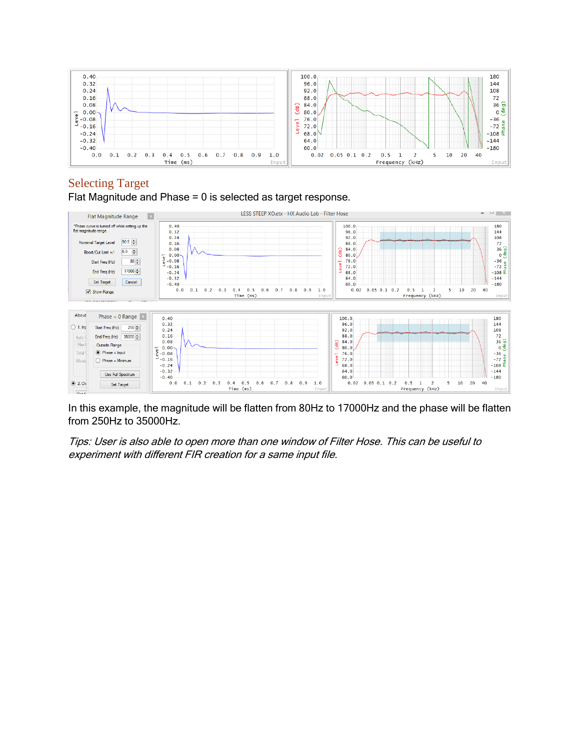## Selecting Target

Flat Magnitude and Phase = 0 is selected as target response.

In this example, the magnitude will be flatten from 80Hz to 17000Hz and the phase will be flatten from 250Hz to 35000Hz.

*Tips: User is also able to open more than one window of Filter Hose. This can be useful to experiment with different FIR creation for a same input file.*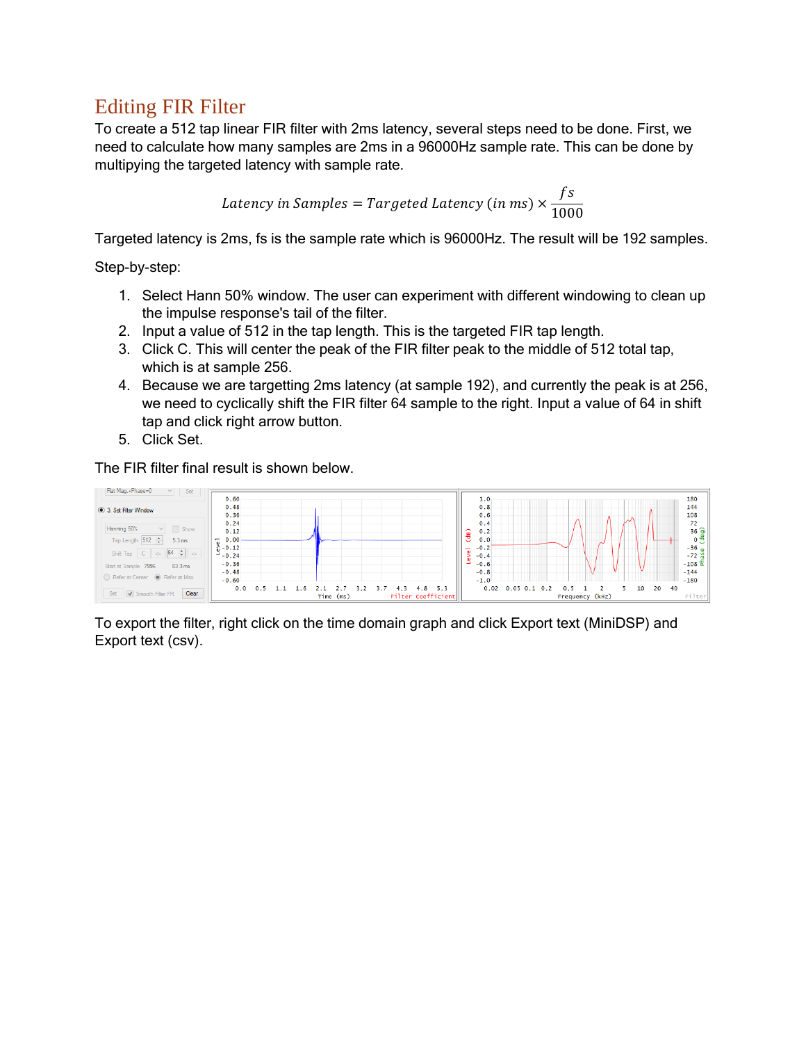# Editing FIR Filter

To create a 512 tap linear FIR filter with 2ms latency, several steps need to be done. First, we need to calculate how many samples are 2ms in a 96000Hz sample rate. This can be done by multipying the targeted latency with sample rate.

$$Latency\ in\ Samples = Targeted\ Latency\ (in\ ms) \times \frac{fs}{1000}$$

Targeted latency is 2ms, fs is the sample rate which is 96000Hz. The result will be 192 samples.

Step-by-step:

1. Select Hann 50% window. The user can experiment with different windowing to clean up the impulse response's tail of the filter.
2. Input a value of 512 in the tap length. This is the targeted FIR tap length.
3. Click C. This will center the peak of the FIR filter peak to the middle of 512 total tap, which is at sample 256.
4. Because we are targetting 2ms latency (at sample 192), and currently the peak is at 256, we need to cyclically shift the FIR filter 64 sample to the right. Input a value of 64 in shift tap and click right arrow button.
5. Click Set.

The FIR filter final result is shown below.

To export the filter, right click on the time domain graph and click Export text (MiniDSP) and Export text (csv).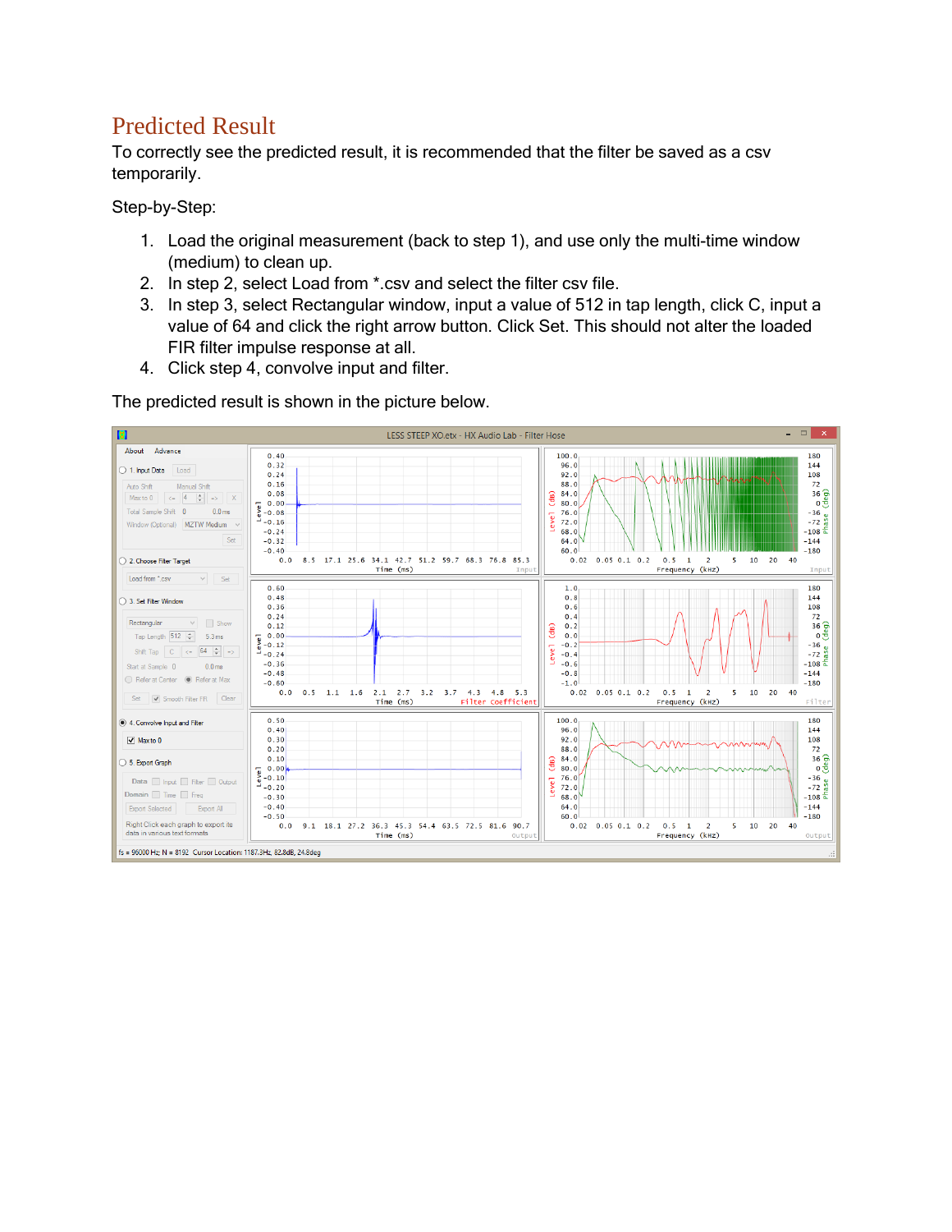## Predicted Result

To correctly see the predicted result, it is recommended that the filter be saved as a csv temporarily.

Step-by-Step:

1. Load the original measurement (back to step 1), and use only the multi-time window (medium) to clean up.
2. In step 2, select Load from *.csv and select the filter csv file.
3. In step 3, select Rectangular window, input a value of 512 in tap length, click C, input a value of 64 and click the right arrow button. Click Set. This should not alter the loaded FIR filter impulse response at all.
4. Click step 4, convolve input and filter.

The predicted result is shown in the picture below.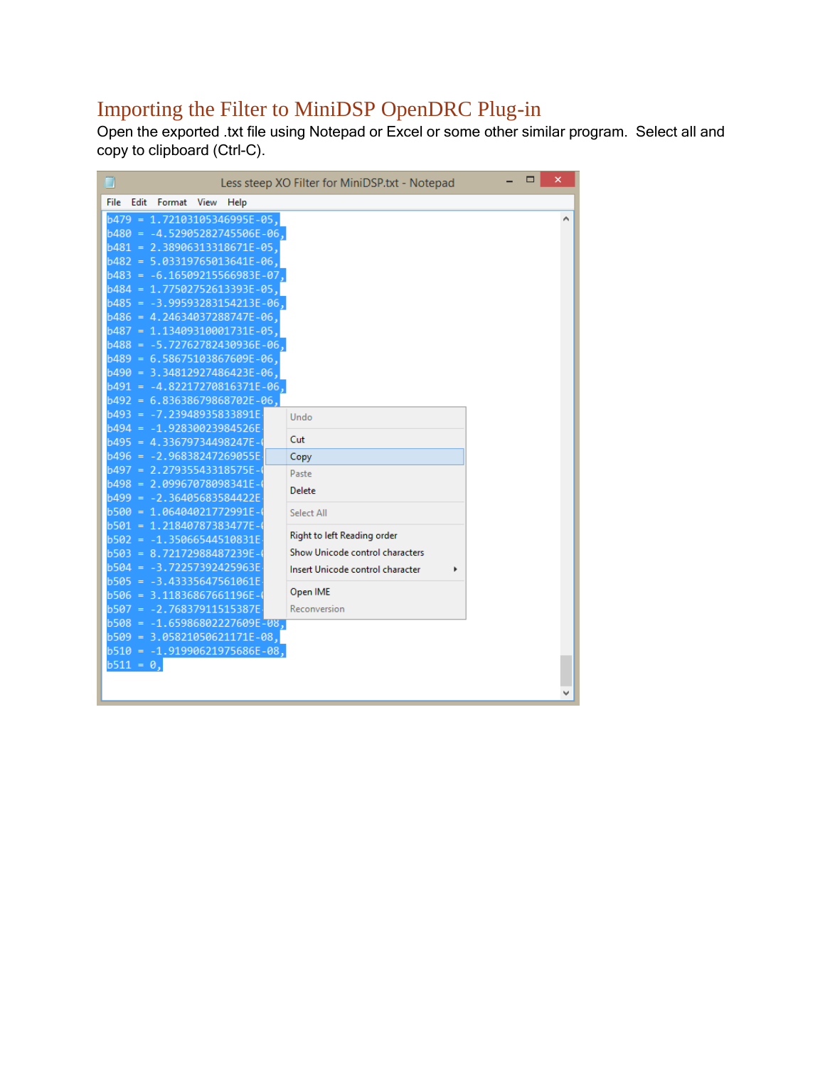## Importing the Filter to MiniDSP OpenDRC Plug-in

Open the exported .txt file using Notepad or Excel or some other similar program. Select all and copy to clipboard (Ctrl-C).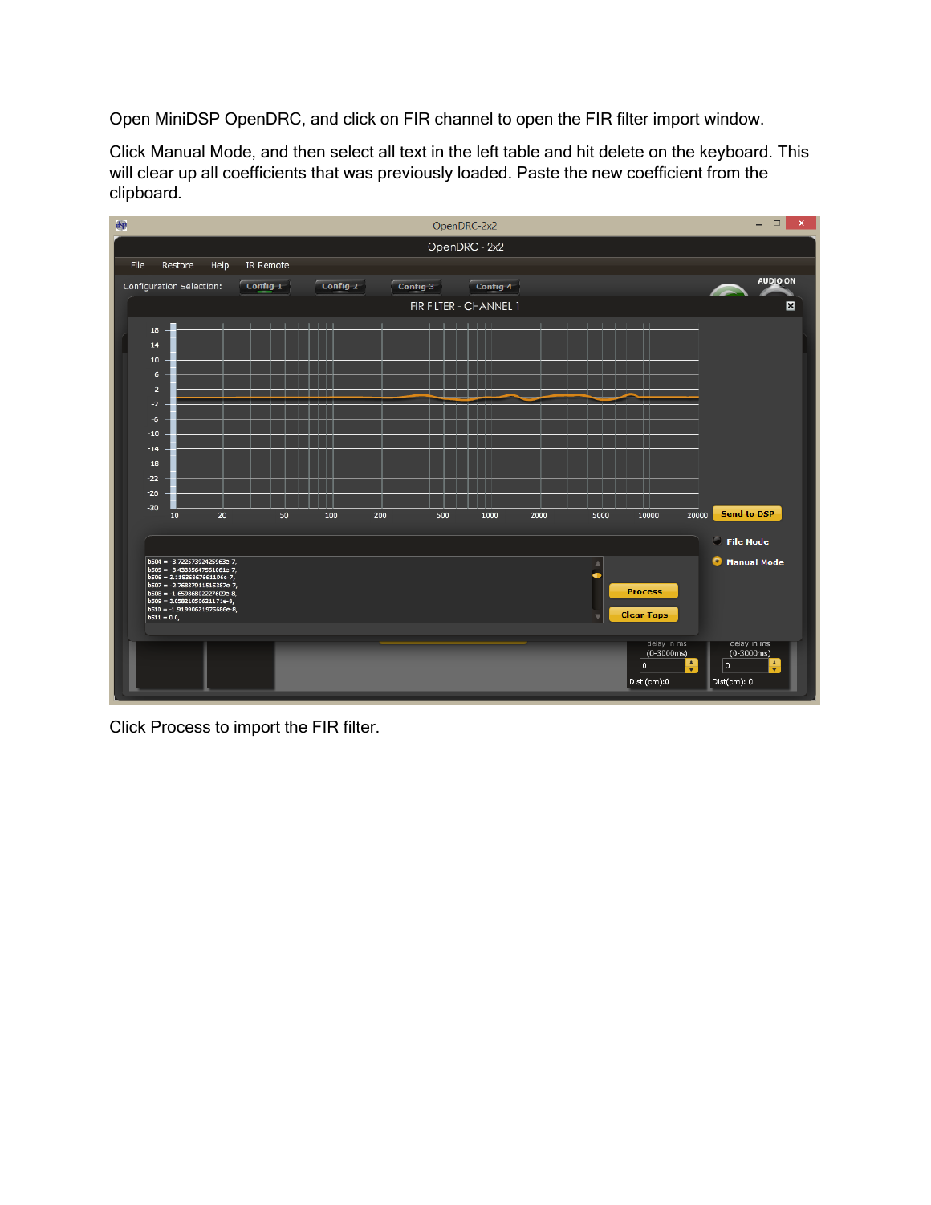Open MiniDSP OpenDRC, and click on FIR channel to open the FIR filter import window.

Click Manual Mode, and then select all text in the left table and hit delete on the keyboard. This will clear up all coefficients that was previously loaded. Paste the new coefficient from the clipboard.

Click Process to import the FIR filter.